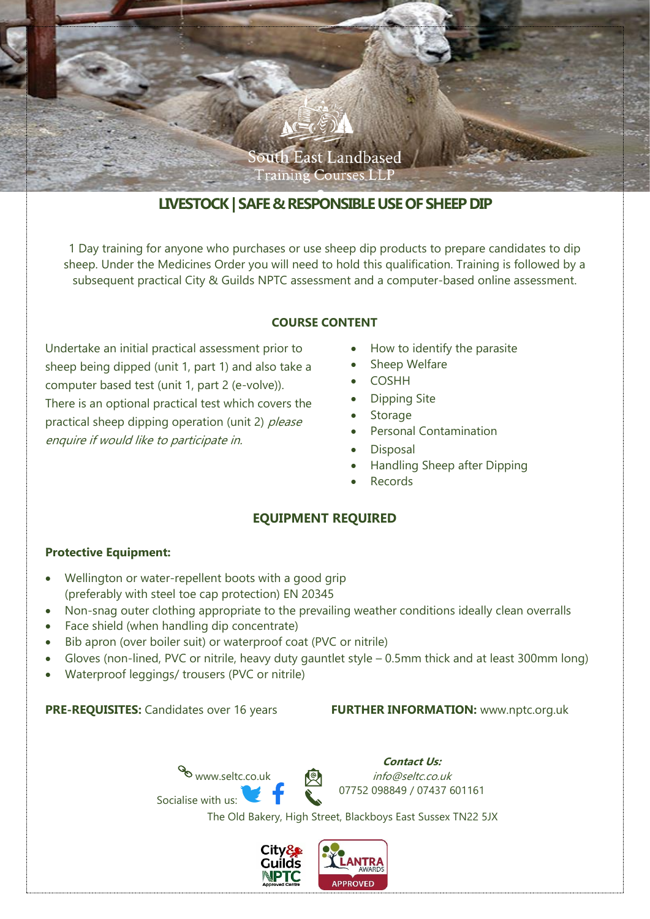South East Landbased Training Courses LLP

# LIVESTOCK | SAFE & RESPONSIBLE USE OF SHEEP DIP

1 Day training for anyone who purchases or use sheep dip products to prepare candidates to dip sheep. Under the Medicines Order you will need to hold this qualification. Training is followed by a subsequent practical City & Guilds NPTC assessment and a computer-based online assessment.

## COURSE CONTENT

Undertake an initial practical assessment prior to sheep being dipped (unit 1, part 1) and also take a computer based test (unit 1, part 2 (e-volve)). There is an optional practical test which covers the practical sheep dipping operation (unit 2) *please enquire if would like to participate in.*

- How to identify the parasite
- Sheep Welfare
- COSHH
- Dipping Site
- Storage
- Personal Contamination
- Disposal
- Handling Sheep after Dipping
- Records

## EQUIPMENT REQUIRED

**Protective Equipment:**

- Wellington or water-repellent boots with a good grip (preferably with steel toe cap protection) EN 20345
- Non-snag outer clothing appropriate to the prevailing weather conditions ideally clean overralls
- Face shield (when handling dip concentrate)
- Bib apron (over boiler suit) or waterproof coat (PVC or nitrile)
- Gloves (non-lined, PVC or nitrile, heavy duty gauntlet style – 0.5mm thick and at least 300mm long)
- Waterproof leggings/ trousers (PVC or nitrile)

**PRE-REQUISITES:** Candidates over 16 years

**FURTHER INFORMATION:** www.nptc.org.uk

www.seltc.co.uk

Socialise with us:

***Contact Us:***

*info@seltc.co.uk*

07752 098849 / 07437 601161

The Old Bakery, High Street, Blackboys East Sussex TN22 5JX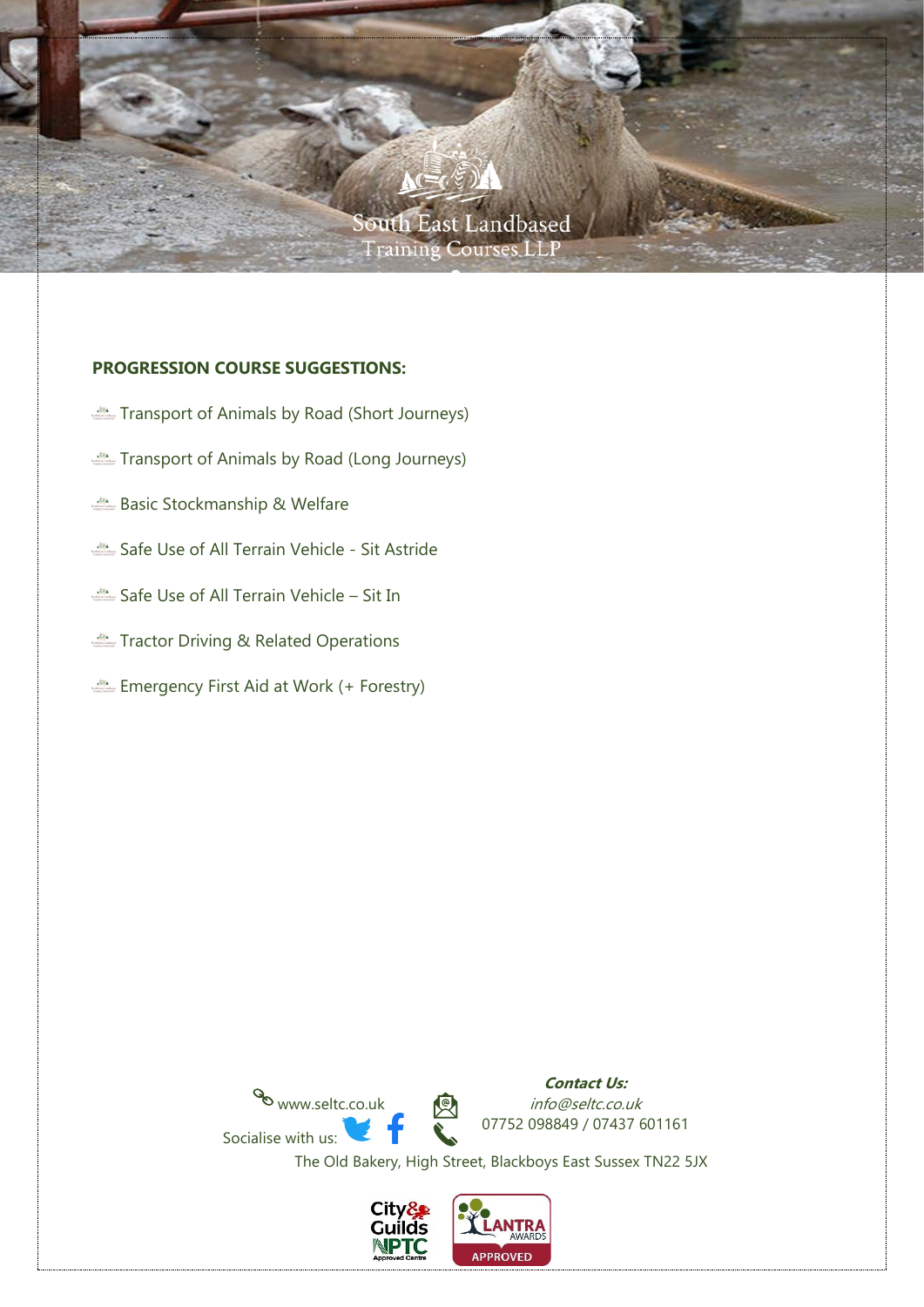South East Landbased Training Courses LLP

**PROGRESSION COURSE SUGGESTIONS:**

- Transport of Animals by Road (Short Journeys)
- Transport of Animals by Road (Long Journeys)
- Basic Stockmanship & Welfare
- Safe Use of All Terrain Vehicle - Sit Astride
- Safe Use of All Terrain Vehicle – Sit In
- Tractor Driving & Related Operations
- Emergency First Aid at Work (+ Forestry)

www.seltc.co.uk

Socialise with us:

***Contact Us:***

*info@seltc.co.uk*

07752 098849 / 07437 601161

The Old Bakery, High Street, Blackboys East Sussex TN22 5JX